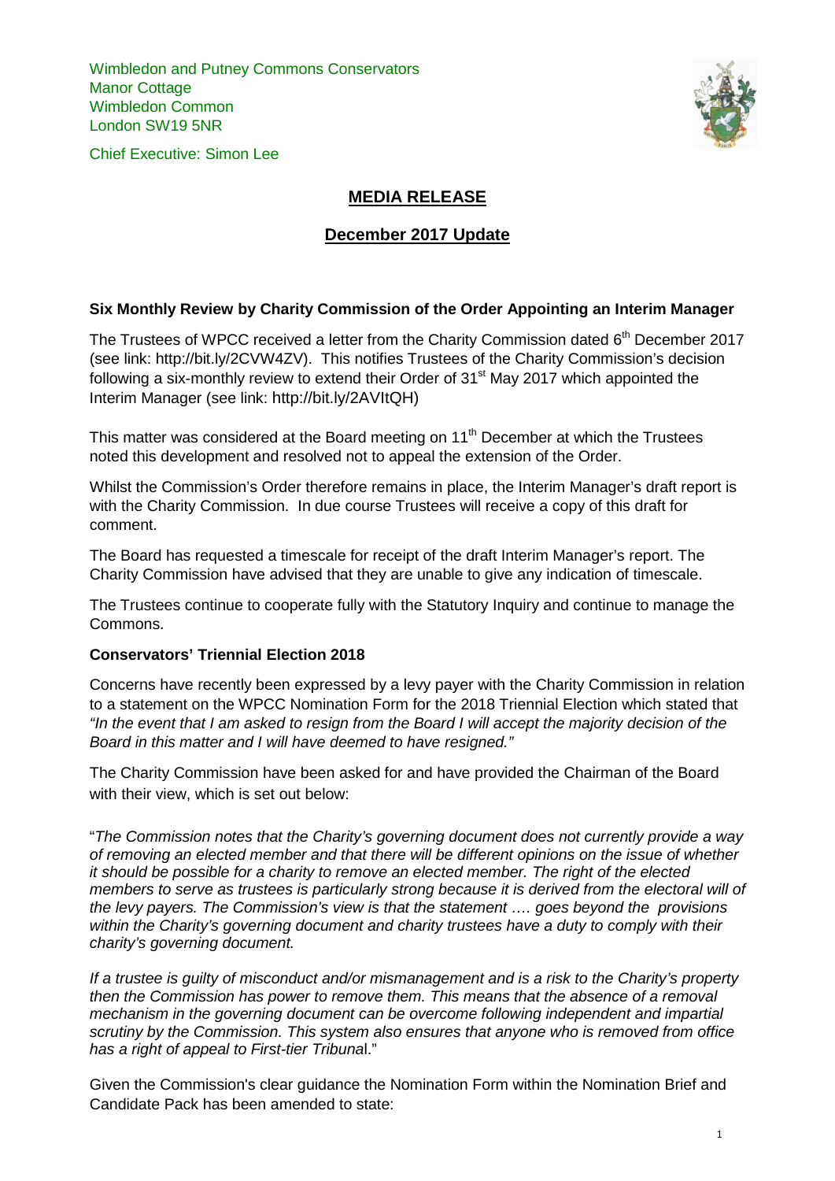Wimbledon and Putney Commons Conservators
Manor Cottage
Wimbledon Common
London SW19 5NR

Chief Executive: Simon Lee

# MEDIA RELEASE

## December 2017 Update

### Six Monthly Review by Charity Commission of the Order Appointing an Interim Manager

The Trustees of WPCC received a letter from the Charity Commission dated 6th December 2017 (see link: http://bit.ly/2CVW4ZV). This notifies Trustees of the Charity Commission's decision following a six-monthly review to extend their Order of 31st May 2017 which appointed the Interim Manager (see link: http://bit.ly/2AVItQH)

This matter was considered at the Board meeting on 11th December at which the Trustees noted this development and resolved not to appeal the extension of the Order.

Whilst the Commission's Order therefore remains in place, the Interim Manager's draft report is with the Charity Commission. In due course Trustees will receive a copy of this draft for comment.

The Board has requested a timescale for receipt of the draft Interim Manager's report. The Charity Commission have advised that they are unable to give any indication of timescale.

The Trustees continue to cooperate fully with the Statutory Inquiry and continue to manage the Commons.

### Conservators' Triennial Election 2018

Concerns have recently been expressed by a levy payer with the Charity Commission in relation to a statement on the WPCC Nomination Form for the 2018 Triennial Election which stated that *"In the event that I am asked to resign from the Board I will accept the majority decision of the Board in this matter and I will have deemed to have resigned."*

The Charity Commission have been asked for and have provided the Chairman of the Board with their view, which is set out below:

"*The Commission notes that the Charity's governing document does not currently provide a way of removing an elected member and that there will be different opinions on the issue of whether it should be possible for a charity to remove an elected member. The right of the elected members to serve as trustees is particularly strong because it is derived from the electoral will of the levy payers. The Commission's view is that the statement …. goes beyond the provisions within the Charity's governing document and charity trustees have a duty to comply with their charity's governing document.*

*If a trustee is guilty of misconduct and/or mismanagement and is a risk to the Charity's property then the Commission has power to remove them. This means that the absence of a removal mechanism in the governing document can be overcome following independent and impartial scrutiny by the Commission. This system also ensures that anyone who is removed from office has a right of appeal to First-tier Tribunal.*"

Given the Commission's clear guidance the Nomination Form within the Nomination Brief and Candidate Pack has been amended to state: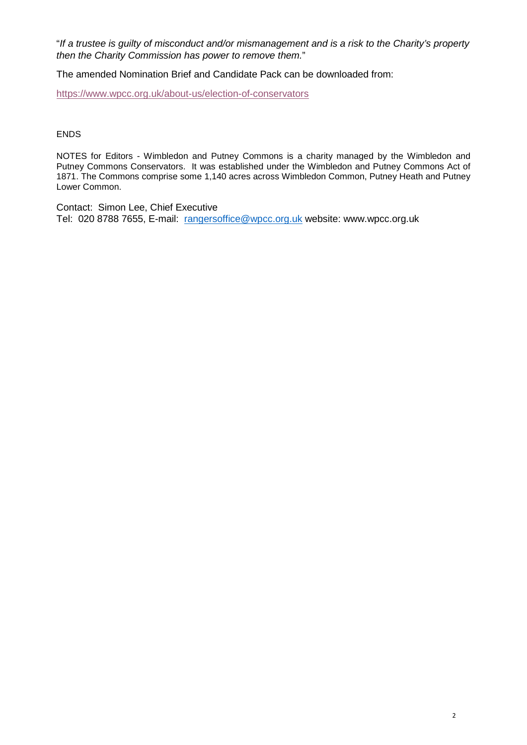"*If a trustee is guilty of misconduct and/or mismanagement and is a risk to the Charity's property then the Charity Commission has power to remove them.*"

The amended Nomination Brief and Candidate Pack can be downloaded from:

https://www.wpcc.org.uk/about-us/election-of-conservators

ENDS

NOTES for Editors - Wimbledon and Putney Commons is a charity managed by the Wimbledon and Putney Commons Conservators. It was established under the Wimbledon and Putney Commons Act of 1871. The Commons comprise some 1,140 acres across Wimbledon Common, Putney Heath and Putney Lower Common.

Contact: Simon Lee, Chief Executive
Tel: 020 8788 7655, E-mail: rangersoffice@wpcc.org.uk website: www.wpcc.org.uk